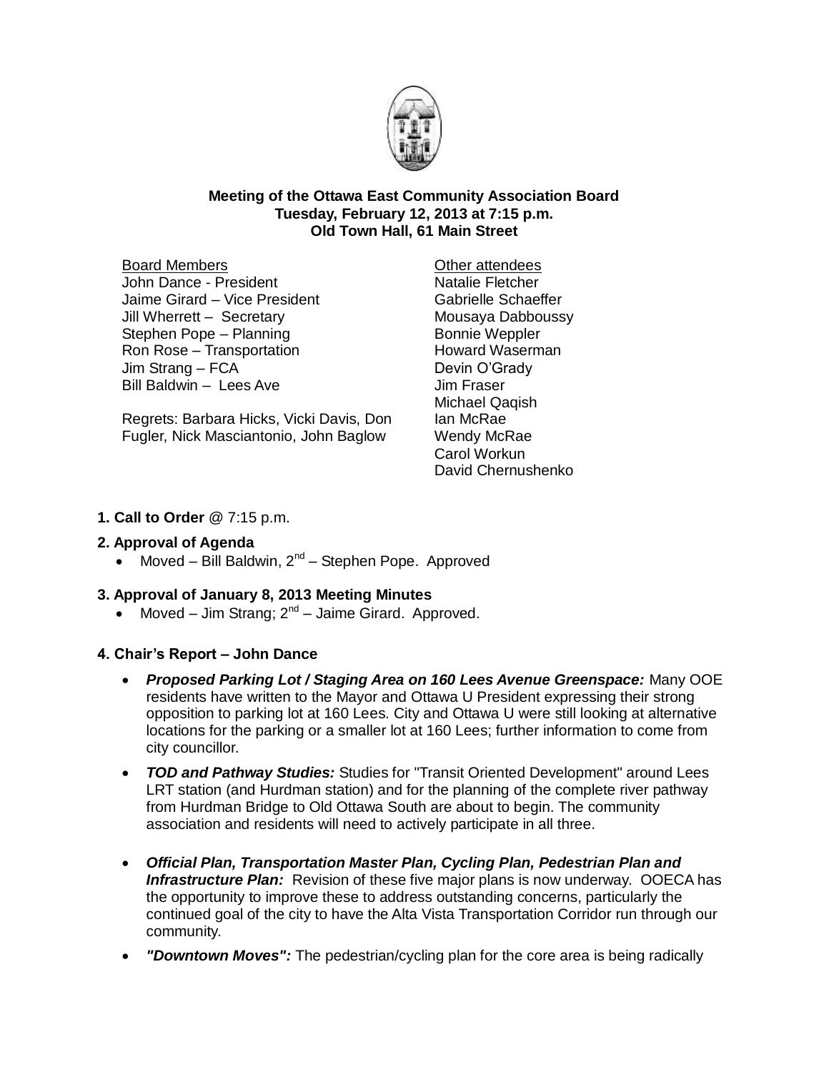**Meeting of the Ottawa East Community Association Board**
**Tuesday, February 12, 2013 at 7:15 p.m.**
**Old Town Hall, 61 Main Street**

Board Members
John Dance - President
Jaime Girard – Vice President
Jill Wherrett – Secretary
Stephen Pope – Planning
Ron Rose – Transportation
Jim Strang – FCA
Bill Baldwin – Lees Ave

Regrets: Barbara Hicks, Vicki Davis, Don Fugler, Nick Masciantonio, John Baglow

Other attendees
Natalie Fletcher
Gabrielle Schaeffer
Mousaya Dabboussy
Bonnie Weppler
Howard Waserman
Devin O'Grady
Jim Fraser
Michael Qaqish
Ian McRae
Wendy McRae
Carol Workun
David Chernushenko

**1. Call to Order** @ 7:15 p.m.

**2. Approval of Agenda**

- Moved – Bill Baldwin, 2nd – Stephen Pope. Approved

**3. Approval of January 8, 2013 Meeting Minutes**

- Moved – Jim Strang; 2nd – Jaime Girard. Approved.

**4. Chair's Report – John Dance**

- ***Proposed Parking Lot / Staging Area on 160 Lees Avenue Greenspace:*** Many OOE residents have written to the Mayor and Ottawa U President expressing their strong opposition to parking lot at 160 Lees. City and Ottawa U were still looking at alternative locations for the parking or a smaller lot at 160 Lees; further information to come from city councillor.
- ***TOD and Pathway Studies:*** Studies for "Transit Oriented Development" around Lees LRT station (and Hurdman station) and for the planning of the complete river pathway from Hurdman Bridge to Old Ottawa South are about to begin. The community association and residents will need to actively participate in all three.
- ***Official Plan, Transportation Master Plan, Cycling Plan, Pedestrian Plan and Infrastructure Plan:*** Revision of these five major plans is now underway. OOECA has the opportunity to improve these to address outstanding concerns, particularly the continued goal of the city to have the Alta Vista Transportation Corridor run through our community.
- ***"Downtown Moves":*** The pedestrian/cycling plan for the core area is being radically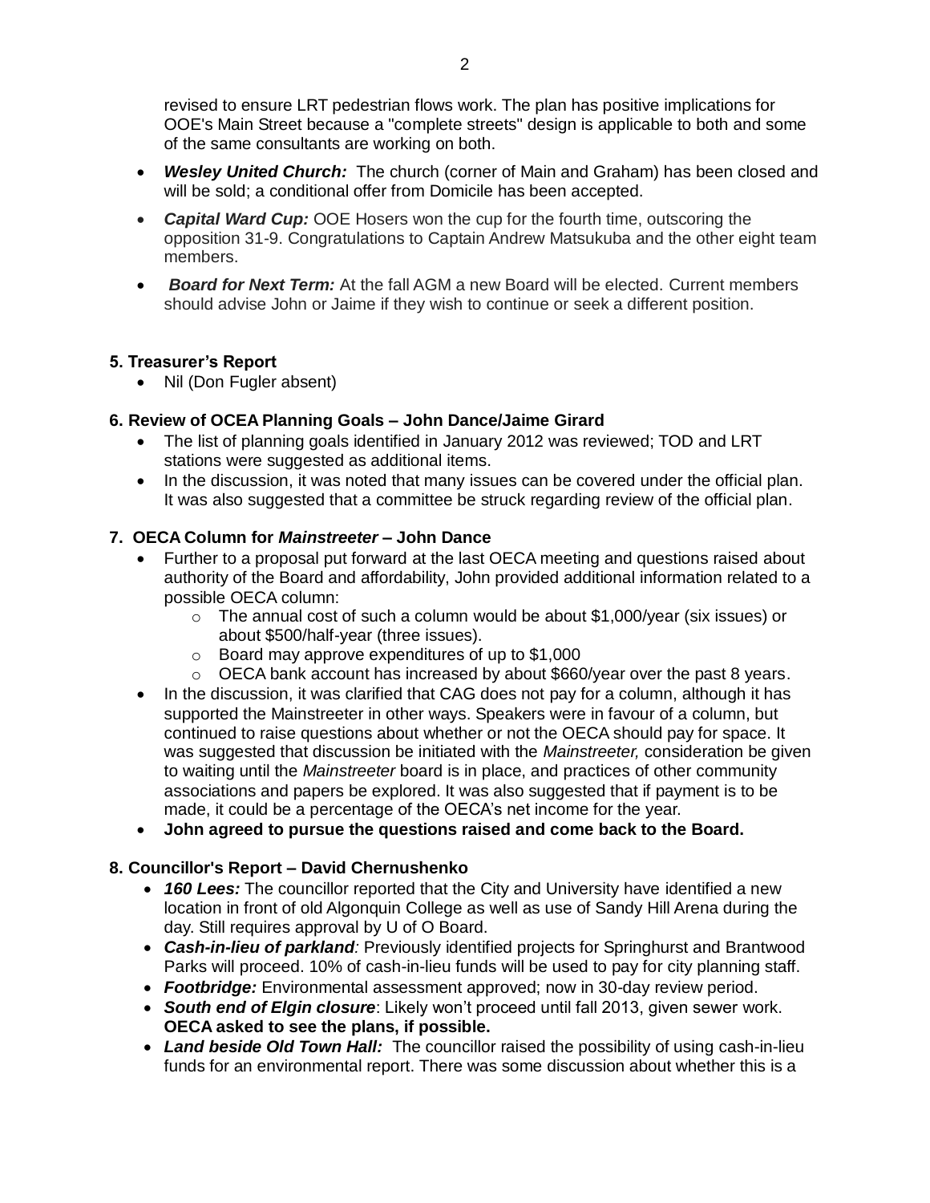revised to ensure LRT pedestrian flows work. The plan has positive implications for OOE's Main Street because a "complete streets" design is applicable to both and some of the same consultants are working on both.

- ***Wesley United Church:*** The church (corner of Main and Graham) has been closed and will be sold; a conditional offer from Domicile has been accepted.
- ***Capital Ward Cup:*** OOE Hosers won the cup for the fourth time, outscoring the opposition 31-9. Congratulations to Captain Andrew Matsukuba and the other eight team members.
- ***Board for Next Term:*** At the fall AGM a new Board will be elected. Current members should advise John or Jaime if they wish to continue or seek a different position.

**5. Treasurer's Report**

- Nil (Don Fugler absent)

**6. Review of OCEA Planning Goals – John Dance/Jaime Girard**

- The list of planning goals identified in January 2012 was reviewed; TOD and LRT stations were suggested as additional items.
- In the discussion, it was noted that many issues can be covered under the official plan. It was also suggested that a committee be struck regarding review of the official plan.

**7. OECA Column for *Mainstreeter* – John Dance**

- Further to a proposal put forward at the last OECA meeting and questions raised about authority of the Board and affordability, John provided additional information related to a possible OECA column:
  - The annual cost of such a column would be about $1,000/year (six issues) or about $500/half-year (three issues).
  - Board may approve expenditures of up to $1,000
  - OECA bank account has increased by about $660/year over the past 8 years.
- In the discussion, it was clarified that CAG does not pay for a column, although it has supported the Mainstreeter in other ways. Speakers were in favour of a column, but continued to raise questions about whether or not the OECA should pay for space. It was suggested that discussion be initiated with the *Mainstreeter,* consideration be given to waiting until the *Mainstreeter* board is in place, and practices of other community associations and papers be explored. It was also suggested that if payment is to be made, it could be a percentage of the OECA's net income for the year.
- **John agreed to pursue the questions raised and come back to the Board.**

**8. Councillor's Report – David Chernushenko**

- ***160 Lees:*** The councillor reported that the City and University have identified a new location in front of old Algonquin College as well as use of Sandy Hill Arena during the day. Still requires approval by U of O Board.
- ***Cash-in-lieu of parkland:*** Previously identified projects for Springhurst and Brantwood Parks will proceed. 10% of cash-in-lieu funds will be used to pay for city planning staff.
- ***Footbridge:*** Environmental assessment approved; now in 30-day review period.
- ***South end of Elgin closure***: Likely won't proceed until fall 2013, given sewer work. **OECA asked to see the plans, if possible.**
- ***Land beside Old Town Hall:*** The councillor raised the possibility of using cash-in-lieu funds for an environmental report. There was some discussion about whether this is a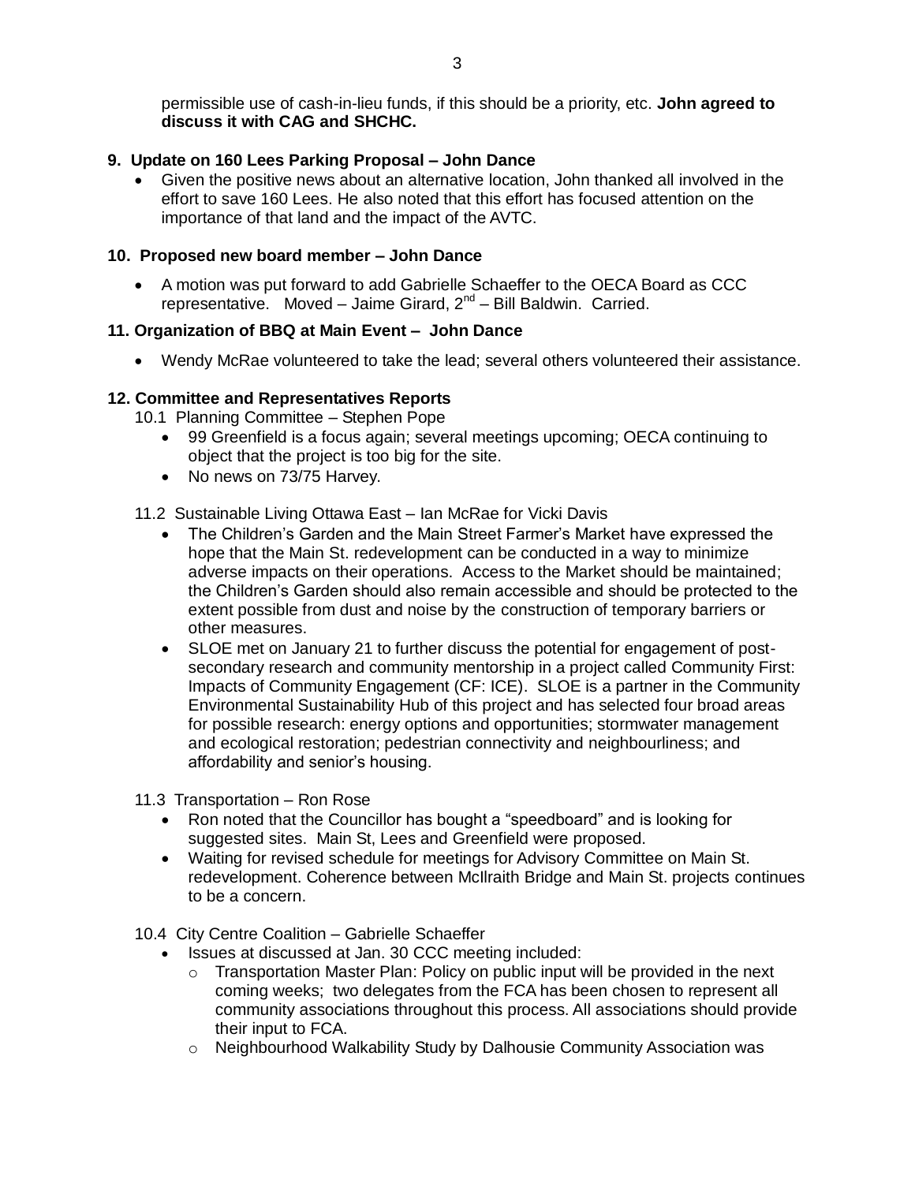permissible use of cash-in-lieu funds, if this should be a priority, etc. **John agreed to discuss it with CAG and SHCHC.**

**9. Update on 160 Lees Parking Proposal – John Dance**

- Given the positive news about an alternative location, John thanked all involved in the effort to save 160 Lees. He also noted that this effort has focused attention on the importance of that land and the impact of the AVTC.

**10. Proposed new board member – John Dance**

- A motion was put forward to add Gabrielle Schaeffer to the OECA Board as CCC representative. Moved – Jaime Girard, 2nd – Bill Baldwin. Carried.

**11. Organization of BBQ at Main Event – John Dance**

- Wendy McRae volunteered to take the lead; several others volunteered their assistance.

**12. Committee and Representatives Reports**

10.1 Planning Committee – Stephen Pope

- 99 Greenfield is a focus again; several meetings upcoming; OECA continuing to object that the project is too big for the site.
- No news on 73/75 Harvey.

11.2 Sustainable Living Ottawa East – Ian McRae for Vicki Davis

- The Children's Garden and the Main Street Farmer's Market have expressed the hope that the Main St. redevelopment can be conducted in a way to minimize adverse impacts on their operations. Access to the Market should be maintained; the Children's Garden should also remain accessible and should be protected to the extent possible from dust and noise by the construction of temporary barriers or other measures.
- SLOE met on January 21 to further discuss the potential for engagement of post-secondary research and community mentorship in a project called Community First: Impacts of Community Engagement (CF: ICE). SLOE is a partner in the Community Environmental Sustainability Hub of this project and has selected four broad areas for possible research: energy options and opportunities; stormwater management and ecological restoration; pedestrian connectivity and neighbourliness; and affordability and senior's housing.

11.3 Transportation – Ron Rose

- Ron noted that the Councillor has bought a "speedboard" and is looking for suggested sites. Main St, Lees and Greenfield were proposed.
- Waiting for revised schedule for meetings for Advisory Committee on Main St. redevelopment. Coherence between McIlraith Bridge and Main St. projects continues to be a concern.

10.4 City Centre Coalition – Gabrielle Schaeffer

- Issues at discussed at Jan. 30 CCC meeting included:
  - Transportation Master Plan: Policy on public input will be provided in the next coming weeks; two delegates from the FCA has been chosen to represent all community associations throughout this process. All associations should provide their input to FCA.
  - Neighbourhood Walkability Study by Dalhousie Community Association was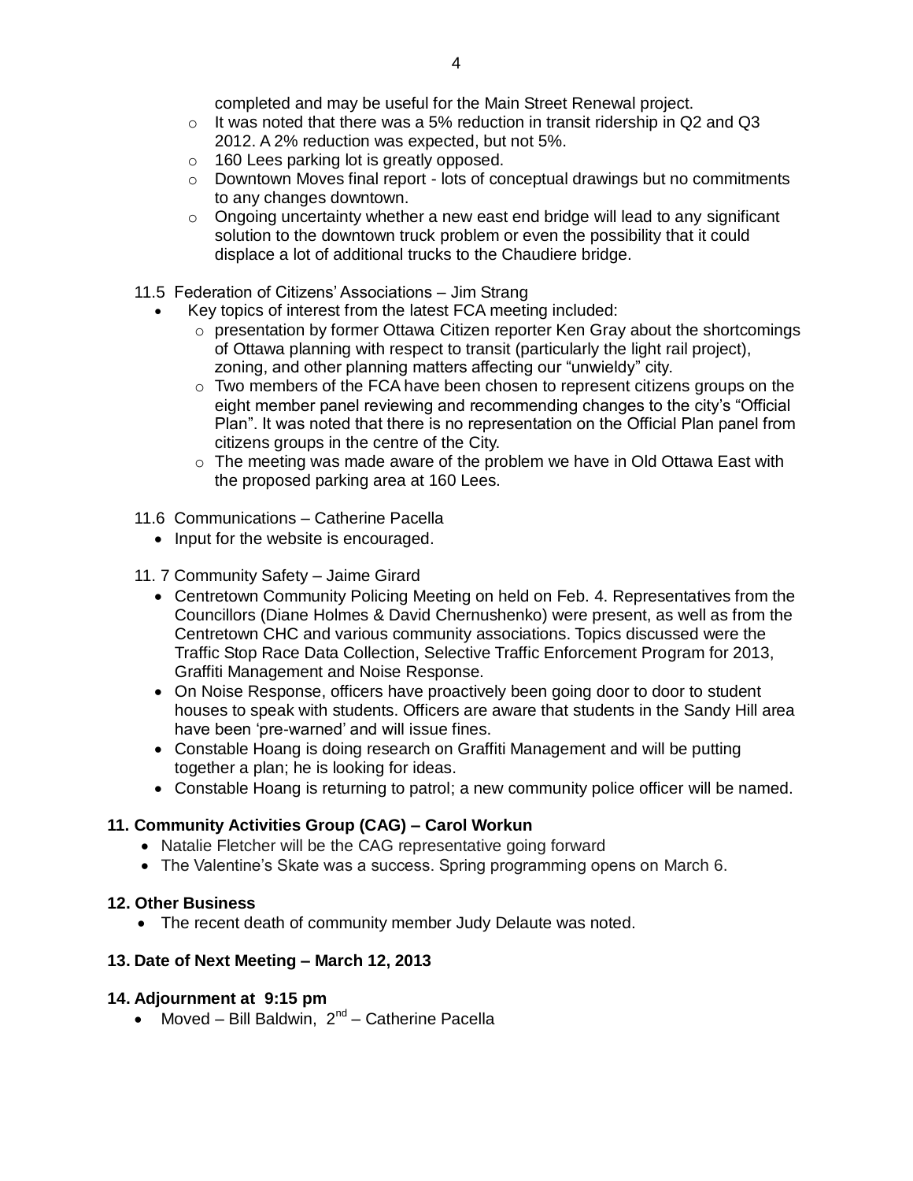completed and may be useful for the Main Street Renewal project.
    - It was noted that there was a 5% reduction in transit ridership in Q2 and Q3 2012. A 2% reduction was expected, but not 5%.
    - 160 Lees parking lot is greatly opposed.
    - Downtown Moves final report - lots of conceptual drawings but no commitments to any changes downtown.
    - Ongoing uncertainty whether a new east end bridge will lead to any significant solution to the downtown truck problem or even the possibility that it could displace a lot of additional trucks to the Chaudiere bridge.

11.5 Federation of Citizens' Associations – Jim Strang

- Key topics of interest from the latest FCA meeting included:
    - presentation by former Ottawa Citizen reporter Ken Gray about the shortcomings of Ottawa planning with respect to transit (particularly the light rail project), zoning, and other planning matters affecting our "unwieldy" city.
    - Two members of the FCA have been chosen to represent citizens groups on the eight member panel reviewing and recommending changes to the city's "Official Plan". It was noted that there is no representation on the Official Plan panel from citizens groups in the centre of the City.
    - The meeting was made aware of the problem we have in Old Ottawa East with the proposed parking area at 160 Lees.

11.6 Communications – Catherine Pacella

- Input for the website is encouraged.

11. 7 Community Safety – Jaime Girard

- Centretown Community Policing Meeting on held on Feb. 4. Representatives from the Councillors (Diane Holmes & David Chernushenko) were present, as well as from the Centretown CHC and various community associations. Topics discussed were the Traffic Stop Race Data Collection, Selective Traffic Enforcement Program for 2013, Graffiti Management and Noise Response.
- On Noise Response, officers have proactively been going door to door to student houses to speak with students. Officers are aware that students in the Sandy Hill area have been 'pre-warned' and will issue fines.
- Constable Hoang is doing research on Graffiti Management and will be putting together a plan; he is looking for ideas.
- Constable Hoang is returning to patrol; a new community police officer will be named.

**11. Community Activities Group (CAG) – Carol Workun**

- Natalie Fletcher will be the CAG representative going forward
- The Valentine's Skate was a success. Spring programming opens on March 6.

**12. Other Business**

- The recent death of community member Judy Delaute was noted.

**13. Date of Next Meeting – March 12, 2013**

**14. Adjournment at 9:15 pm**

- Moved – Bill Baldwin, 2nd – Catherine Pacella